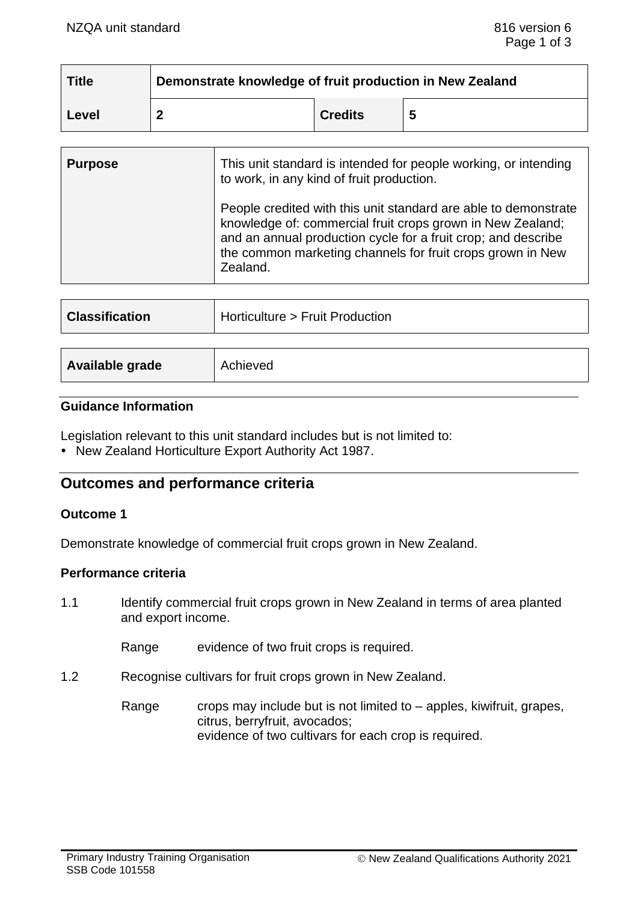| Title | Demonstrate knowledge of fruit production in New Zealand | | |
|---|---|---|---|
| Level | 2 | Credits | 5 |

| Purpose | This unit standard is intended for people working, or intending to work, in any kind of fruit production.<br><br>People credited with this unit standard are able to demonstrate knowledge of: commercial fruit crops grown in New Zealand; and an annual production cycle for a fruit crop; and describe the common marketing channels for fruit crops grown in New Zealand. |
|---|---|

| Classification | Horticulture > Fruit Production |
|---|---|

| Available grade | Achieved |
|---|---|

### Guidance Information

Legislation relevant to this unit standard includes but is not limited to:

- New Zealand Horticulture Export Authority Act 1987.

## Outcomes and performance criteria

### Outcome 1

Demonstrate knowledge of commercial fruit crops grown in New Zealand.

### Performance criteria

1.1 Identify commercial fruit crops grown in New Zealand in terms of area planted and export income.

Range evidence of two fruit crops is required.

1.2 Recognise cultivars for fruit crops grown in New Zealand.

Range crops may include but is not limited to – apples, kiwifruit, grapes, citrus, berryfruit, avocados;
evidence of two cultivars for each crop is required.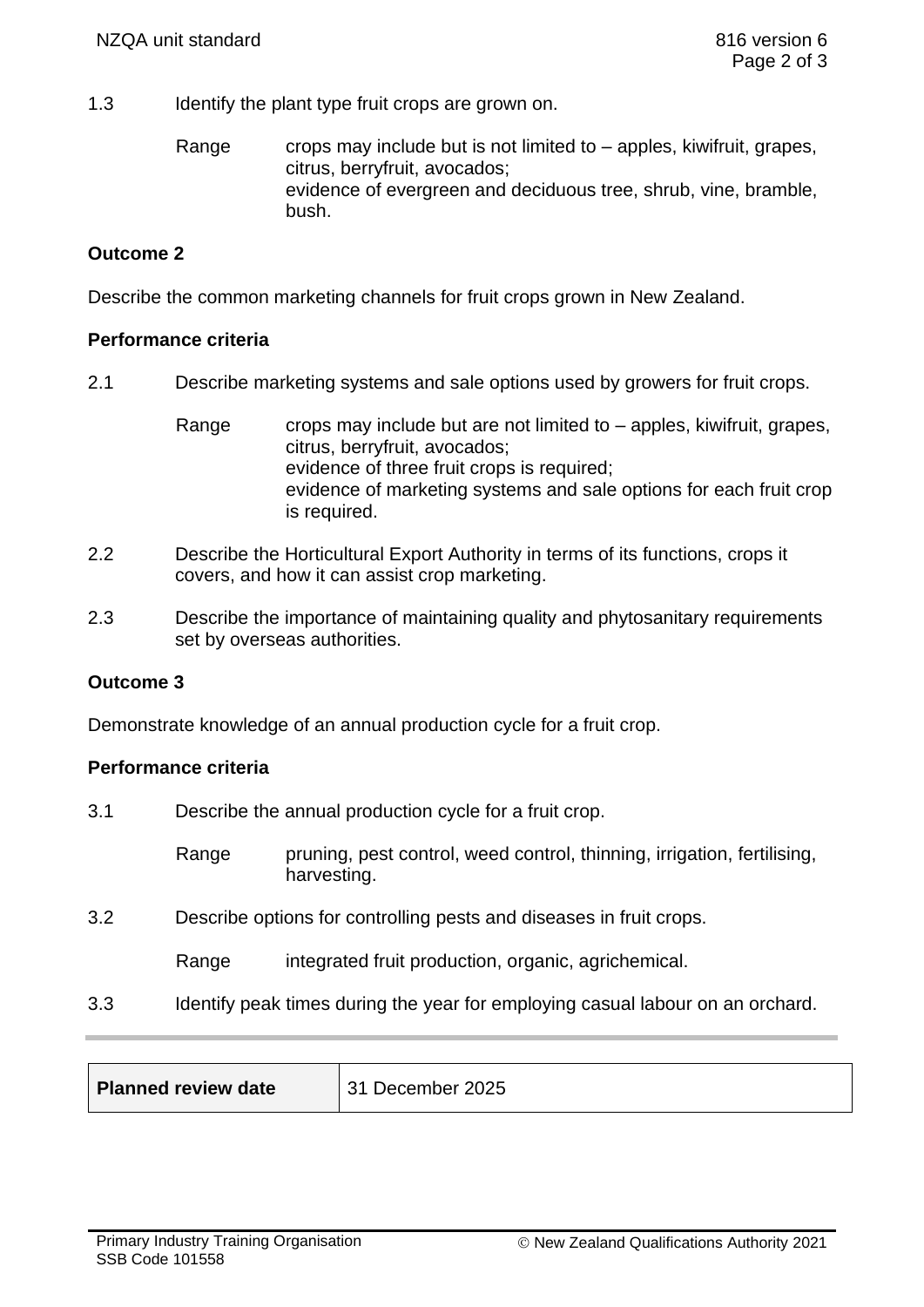1.3 Identify the plant type fruit crops are grown on.

Range: crops may include but is not limited to – apples, kiwifruit, grapes, citrus, berryfruit, avocados;
evidence of evergreen and deciduous tree, shrub, vine, bramble, bush.

**Outcome 2**

Describe the common marketing channels for fruit crops grown in New Zealand.

**Performance criteria**

2.1 Describe marketing systems and sale options used by growers for fruit crops.

Range: crops may include but are not limited to – apples, kiwifruit, grapes, citrus, berryfruit, avocados;
evidence of three fruit crops is required;
evidence of marketing systems and sale options for each fruit crop is required.

2.2 Describe the Horticultural Export Authority in terms of its functions, crops it covers, and how it can assist crop marketing.

2.3 Describe the importance of maintaining quality and phytosanitary requirements set by overseas authorities.

**Outcome 3**

Demonstrate knowledge of an annual production cycle for a fruit crop.

**Performance criteria**

3.1 Describe the annual production cycle for a fruit crop.

Range: pruning, pest control, weed control, thinning, irrigation, fertilising, harvesting.

3.2 Describe options for controlling pests and diseases in fruit crops.

Range: integrated fruit production, organic, agrichemical.

3.3 Identify peak times during the year for employing casual labour on an orchard.

| **Planned review date** | 31 December 2025 |
| --- | --- |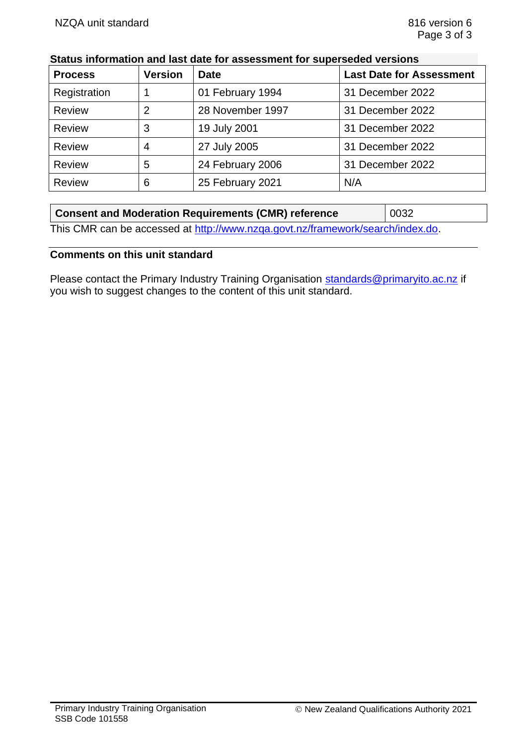**Status information and last date for assessment for superseded versions**

| Process | Version | Date | Last Date for Assessment |
|---|---|---|---|
| Registration | 1 | 01 February 1994 | 31 December 2022 |
| Review | 2 | 28 November 1997 | 31 December 2022 |
| Review | 3 | 19 July 2001 | 31 December 2022 |
| Review | 4 | 27 July 2005 | 31 December 2022 |
| Review | 5 | 24 February 2006 | 31 December 2022 |
| Review | 6 | 25 February 2021 | N/A |

| Consent and Moderation Requirements (CMR) reference | 0032 |
|---|---|

This CMR can be accessed at http://www.nzqa.govt.nz/framework/search/index.do.

**Comments on this unit standard**

Please contact the Primary Industry Training Organisation standards@primaryito.ac.nz if you wish to suggest changes to the content of this unit standard.